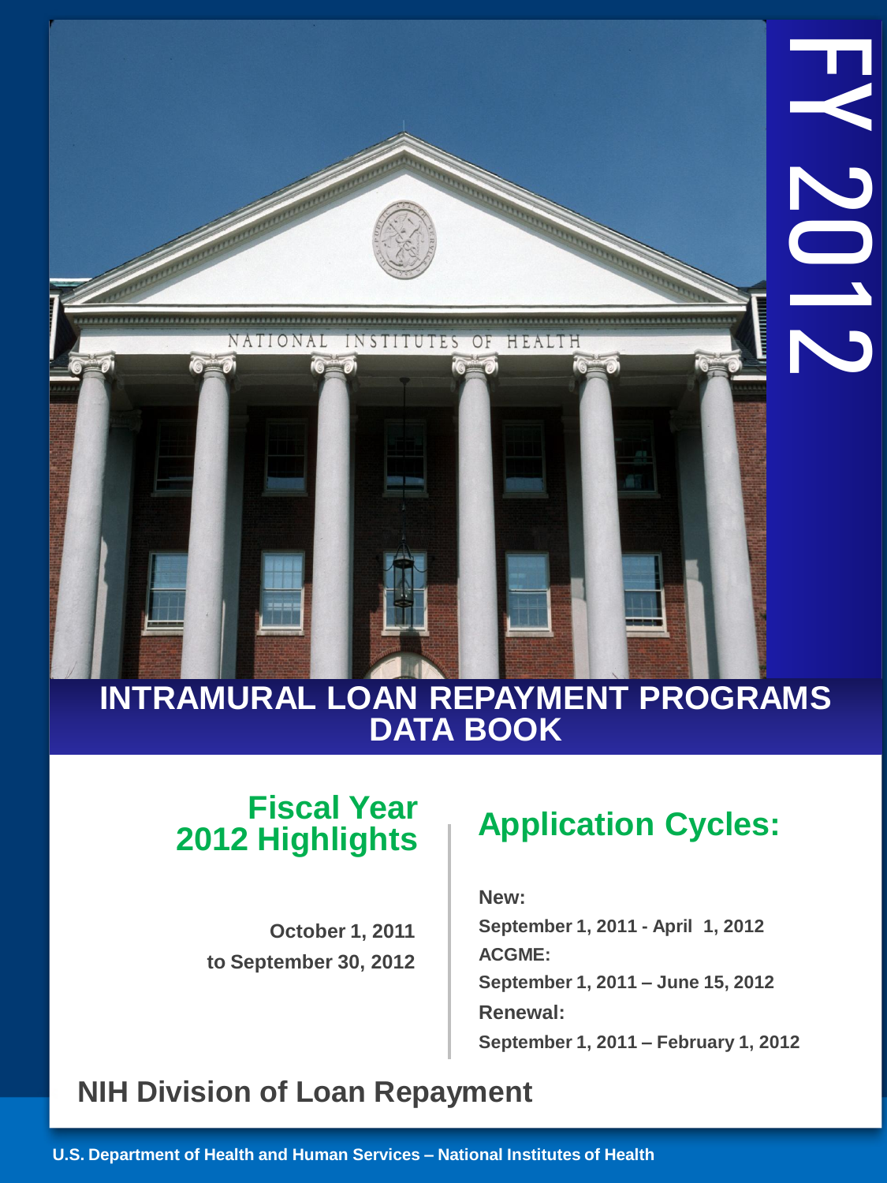# FY 2012

# INTRAMURAL LOAN REPAYMENT PROGRAMS DATA BOOK

## Fiscal Year 2012 Highlights

**October 1, 2011 to September 30, 2012**

## Application Cycles:

**New:**
**September 1, 2011 - April 1, 2012**

**ACGME:**
**September 1, 2011 – June 15, 2012**

**Renewal:**
**September 1, 2011 – February 1, 2012**

## NIH Division of Loan Repayment

**U.S. Department of Health and Human Services – National Institutes of Health**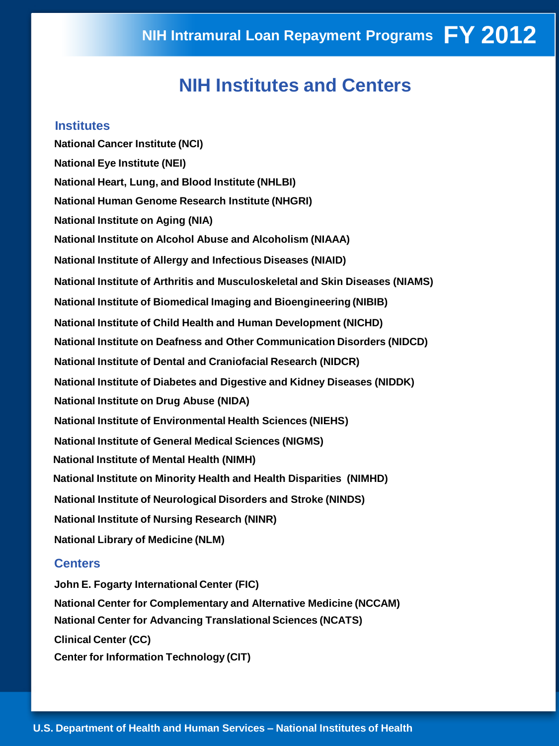# NIH Institutes and Centers

## Institutes

**National Cancer Institute (NCI)**

**National Eye Institute (NEI)**

**National Heart, Lung, and Blood Institute (NHLBI)**

**National Human Genome Research Institute (NHGRI)**

**National Institute on Aging (NIA)**

**National Institute on Alcohol Abuse and Alcoholism (NIAAA)**

**National Institute of Allergy and Infectious Diseases (NIAID)**

**National Institute of Arthritis and Musculoskeletal and Skin Diseases (NIAMS)**

**National Institute of Biomedical Imaging and Bioengineering (NIBIB)**

**National Institute of Child Health and Human Development (NICHD)**

**National Institute on Deafness and Other Communication Disorders (NIDCD)**

**National Institute of Dental and Craniofacial Research (NIDCR)**

**National Institute of Diabetes and Digestive and Kidney Diseases (NIDDK)**

**National Institute on Drug Abuse (NIDA)**

**National Institute of Environmental Health Sciences (NIEHS)**

**National Institute of General Medical Sciences (NIGMS)**

**National Institute of Mental Health (NIMH)**

**National Institute on Minority Health and Health Disparities (NIMHD)**

**National Institute of Neurological Disorders and Stroke (NINDS)**

**National Institute of Nursing Research (NINR)**

**National Library of Medicine (NLM)**

## Centers

**John E. Fogarty International Center (FIC)**

**National Center for Complementary and Alternative Medicine (NCCAM)**

**National Center for Advancing Translational Sciences (NCATS)**

**Clinical Center (CC)**

**Center for Information Technology (CIT)**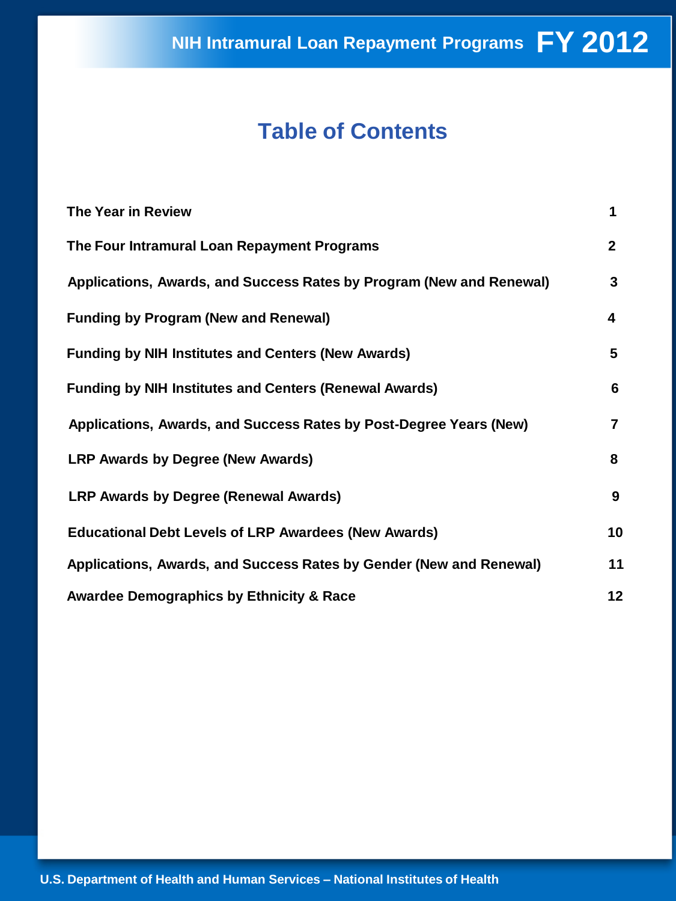# Table of Contents

| | |
|---|---|
| The Year in Review | 1 |
| The Four Intramural Loan Repayment Programs | 2 |
| Applications, Awards, and Success Rates by Program (New and Renewal) | 3 |
| Funding by Program (New and Renewal) | 4 |
| Funding by NIH Institutes and Centers (New Awards) | 5 |
| Funding by NIH Institutes and Centers (Renewal Awards) | 6 |
| Applications, Awards, and Success Rates by Post-Degree Years (New) | 7 |
| LRP Awards by Degree (New Awards) | 8 |
| LRP Awards by Degree (Renewal Awards) | 9 |
| Educational Debt Levels of LRP Awardees (New Awards) | 10 |
| Applications, Awards, and Success Rates by Gender (New and Renewal) | 11 |
| Awardee Demographics by Ethnicity & Race | 12 |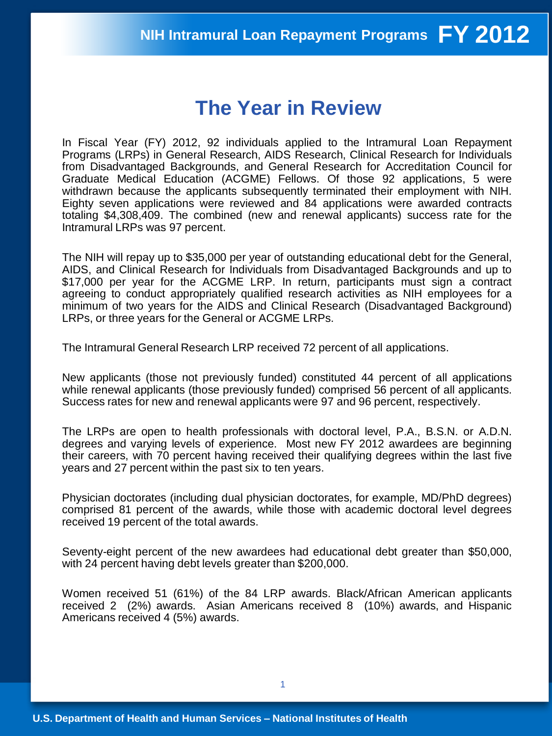# The Year in Review

In Fiscal Year (FY) 2012, 92 individuals applied to the Intramural Loan Repayment Programs (LRPs) in General Research, AIDS Research, Clinical Research for Individuals from Disadvantaged Backgrounds, and General Research for Accreditation Council for Graduate Medical Education (ACGME) Fellows. Of those 92 applications, 5 were withdrawn because the applicants subsequently terminated their employment with NIH. Eighty seven applications were reviewed and 84 applications were awarded contracts totaling $4,308,409. The combined (new and renewal applicants) success rate for the Intramural LRPs was 97 percent.

The NIH will repay up to $35,000 per year of outstanding educational debt for the General, AIDS, and Clinical Research for Individuals from Disadvantaged Backgrounds and up to $17,000 per year for the ACGME LRP. In return, participants must sign a contract agreeing to conduct appropriately qualified research activities as NIH employees for a minimum of two years for the AIDS and Clinical Research (Disadvantaged Background) LRPs, or three years for the General or ACGME LRPs.

The Intramural General Research LRP received 72 percent of all applications.

New applicants (those not previously funded) constituted 44 percent of all applications while renewal applicants (those previously funded) comprised 56 percent of all applicants. Success rates for new and renewal applicants were 97 and 96 percent, respectively.

The LRPs are open to health professionals with doctoral level, P.A., B.S.N. or A.D.N. degrees and varying levels of experience. Most new FY 2012 awardees are beginning their careers, with 70 percent having received their qualifying degrees within the last five years and 27 percent within the past six to ten years.

Physician doctorates (including dual physician doctorates, for example, MD/PhD degrees) comprised 81 percent of the awards, while those with academic doctoral level degrees received 19 percent of the total awards.

Seventy-eight percent of the new awardees had educational debt greater than $50,000, with 24 percent having debt levels greater than $200,000.

Women received 51 (61%) of the 84 LRP awards. Black/African American applicants received 2 (2%) awards. Asian Americans received 8 (10%) awards, and Hispanic Americans received 4 (5%) awards.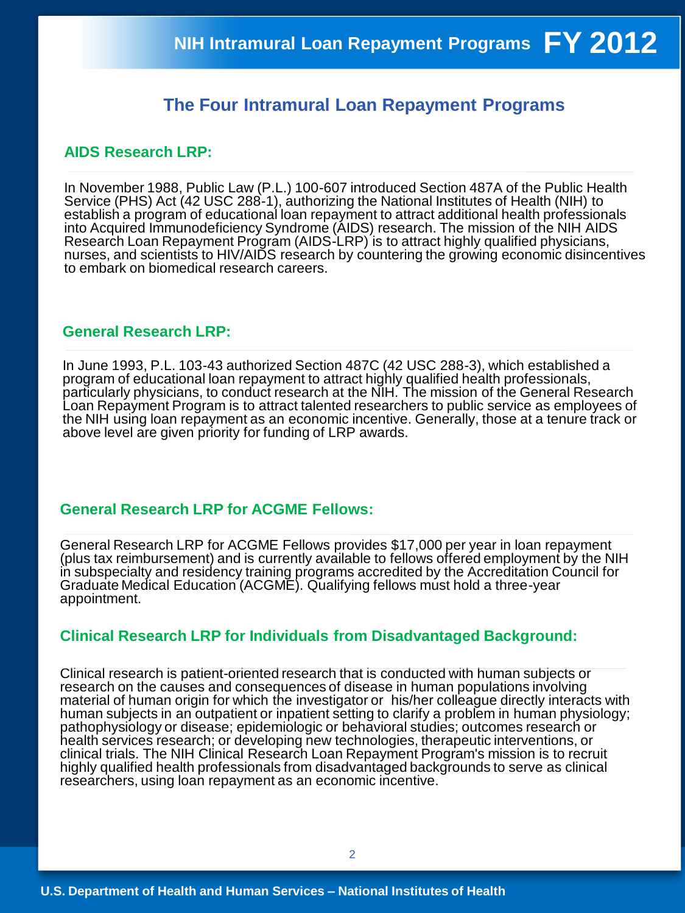## The Four Intramural Loan Repayment Programs

### AIDS Research LRP:

In November 1988, Public Law (P.L.) 100-607 introduced Section 487A of the Public Health Service (PHS) Act (42 USC 288-1), authorizing the National Institutes of Health (NIH) to establish a program of educational loan repayment to attract additional health professionals into Acquired Immunodeficiency Syndrome (AIDS) research. The mission of the NIH AIDS Research Loan Repayment Program (AIDS-LRP) is to attract highly qualified physicians, nurses, and scientists to HIV/AIDS research by countering the growing economic disincentives to embark on biomedical research careers.

### General Research LRP:

In June 1993, P.L. 103-43 authorized Section 487C (42 USC 288-3), which established a program of educational loan repayment to attract highly qualified health professionals, particularly physicians, to conduct research at the NIH. The mission of the General Research Loan Repayment Program is to attract talented researchers to public service as employees of the NIH using loan repayment as an economic incentive. Generally, those at a tenure track or above level are given priority for funding of LRP awards.

### General Research LRP for ACGME Fellows:

General Research LRP for ACGME Fellows provides $17,000 per year in loan repayment (plus tax reimbursement) and is currently available to fellows offered employment by the NIH in subspecialty and residency training programs accredited by the Accreditation Council for Graduate Medical Education (ACGME). Qualifying fellows must hold a three-year appointment.

### Clinical Research LRP for Individuals from Disadvantaged Background:

Clinical research is patient-oriented research that is conducted with human subjects or research on the causes and consequences of disease in human populations involving material of human origin for which the investigator or his/her colleague directly interacts with human subjects in an outpatient or inpatient setting to clarify a problem in human physiology; pathophysiology or disease; epidemiologic or behavioral studies; outcomes research or health services research; or developing new technologies, therapeutic interventions, or clinical trials. The NIH Clinical Research Loan Repayment Program's mission is to recruit highly qualified health professionals from disadvantaged backgrounds to serve as clinical researchers, using loan repayment as an economic incentive.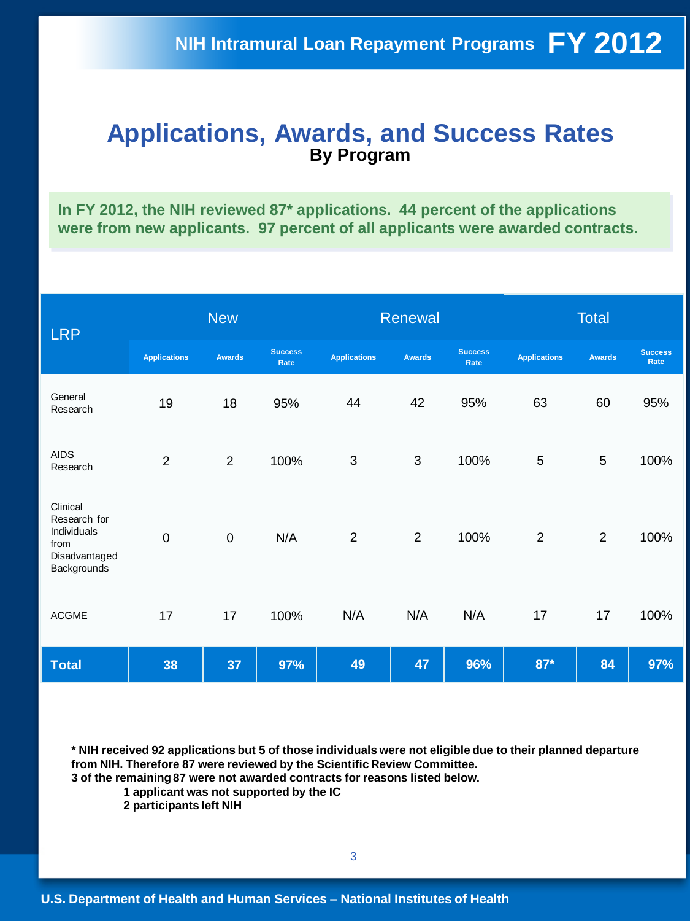# Applications, Awards, and Success Rates

**By Program**

**In FY 2012, the NIH reviewed 87* applications. 44 percent of the applications were from new applicants. 97 percent of all applicants were awarded contracts.**

| LRP | New | | | Renewal | | | Total | | |
|---|---|---|---|---|---|---|---|---|---|
| | Applications | Awards | Success Rate | Applications | Awards | Success Rate | Applications | Awards | Success Rate |
| General Research | 19 | 18 | 95% | 44 | 42 | 95% | 63 | 60 | 95% |
| AIDS Research | 2 | 2 | 100% | 3 | 3 | 100% | 5 | 5 | 100% |
| Clinical Research for Individuals from Disadvantaged Backgrounds | 0 | 0 | N/A | 2 | 2 | 100% | 2 | 2 | 100% |
| ACGME | 17 | 17 | 100% | N/A | N/A | N/A | 17 | 17 | 100% |
| **Total** | **38** | **37** | **97%** | **49** | **47** | **96%** | **87*** | **84** | **97%** |

**\* NIH received 92 applications but 5 of those individuals were not eligible due to their planned departure from NIH. Therefore 87 were reviewed by the Scientific Review Committee.**
**3 of the remaining 87 were not awarded contracts for reasons listed below.**

- **1 applicant was not supported by the IC**
- **2 participants left NIH**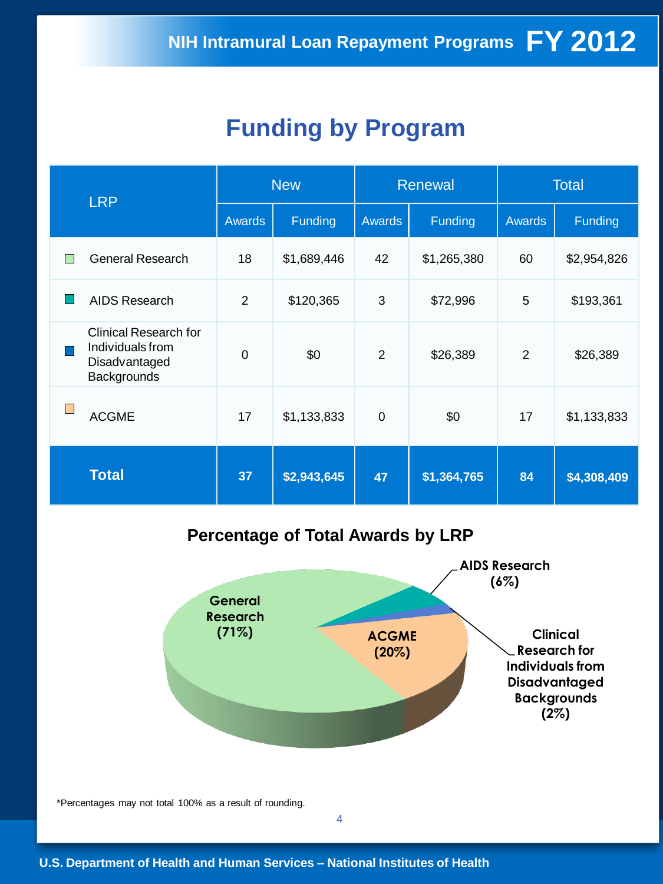# Funding by Program

| LRP | New | | Renewal | | Total | |
|---|---|---|---|---|---|---|
| | Awards | Funding | Awards | Funding | Awards | Funding |
| General Research | 18 | $1,689,446 | 42 | $1,265,380 | 60 | $2,954,826 |
| AIDS Research | 2 | $120,365 | 3 | $72,996 | 5 | $193,361 |
| Clinical Research for Individuals from Disadvantaged Backgrounds | 0 | $0 | 2 | $26,389 | 2 | $26,389 |
| ACGME | 17 | $1,133,833 | 0 | $0 | 17 | $1,133,833 |
| **Total** | **37** | **$2,943,645** | **47** | **$1,364,765** | **84** | **$4,308,409** |

## Percentage of Total Awards by LRP

- General Research (71%)
- ACGME (20%)
- AIDS Research (6%)
- Clinical Research for Individuals from Disadvantaged Backgrounds (2%)

*Percentages may not total 100% as a result of rounding.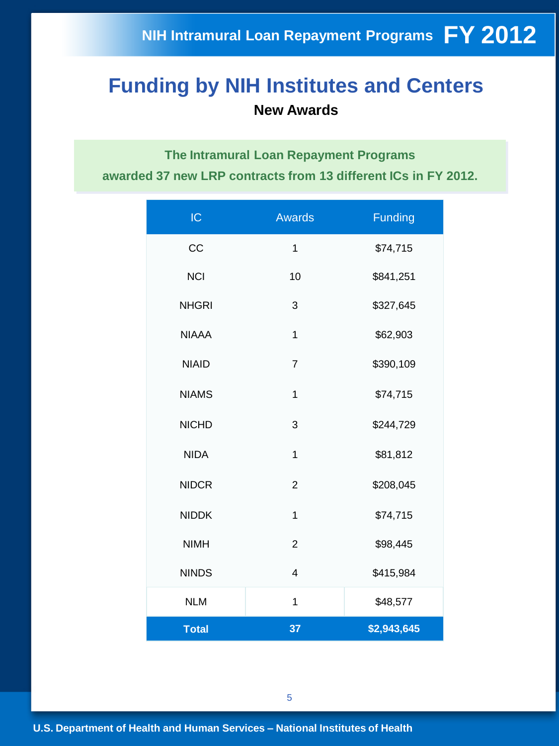# Funding by NIH Institutes and Centers

**New Awards**

**The Intramural Loan Repayment Programs awarded 37 new LRP contracts from 13 different ICs in FY 2012.**

| IC | Awards | Funding |
|---|---|---|
| CC | 1 | $74,715 |
| NCI | 10 | $841,251 |
| NHGRI | 3 | $327,645 |
| NIAAA | 1 | $62,903 |
| NIAID | 7 | $390,109 |
| NIAMS | 1 | $74,715 |
| NICHD | 3 | $244,729 |
| NIDA | 1 | $81,812 |
| NIDCR | 2 | $208,045 |
| NIDDK | 1 | $74,715 |
| NIMH | 2 | $98,445 |
| NINDS | 4 | $415,984 |
| NLM | 1 | $48,577 |
| **Total** | **37** | **$2,943,645** |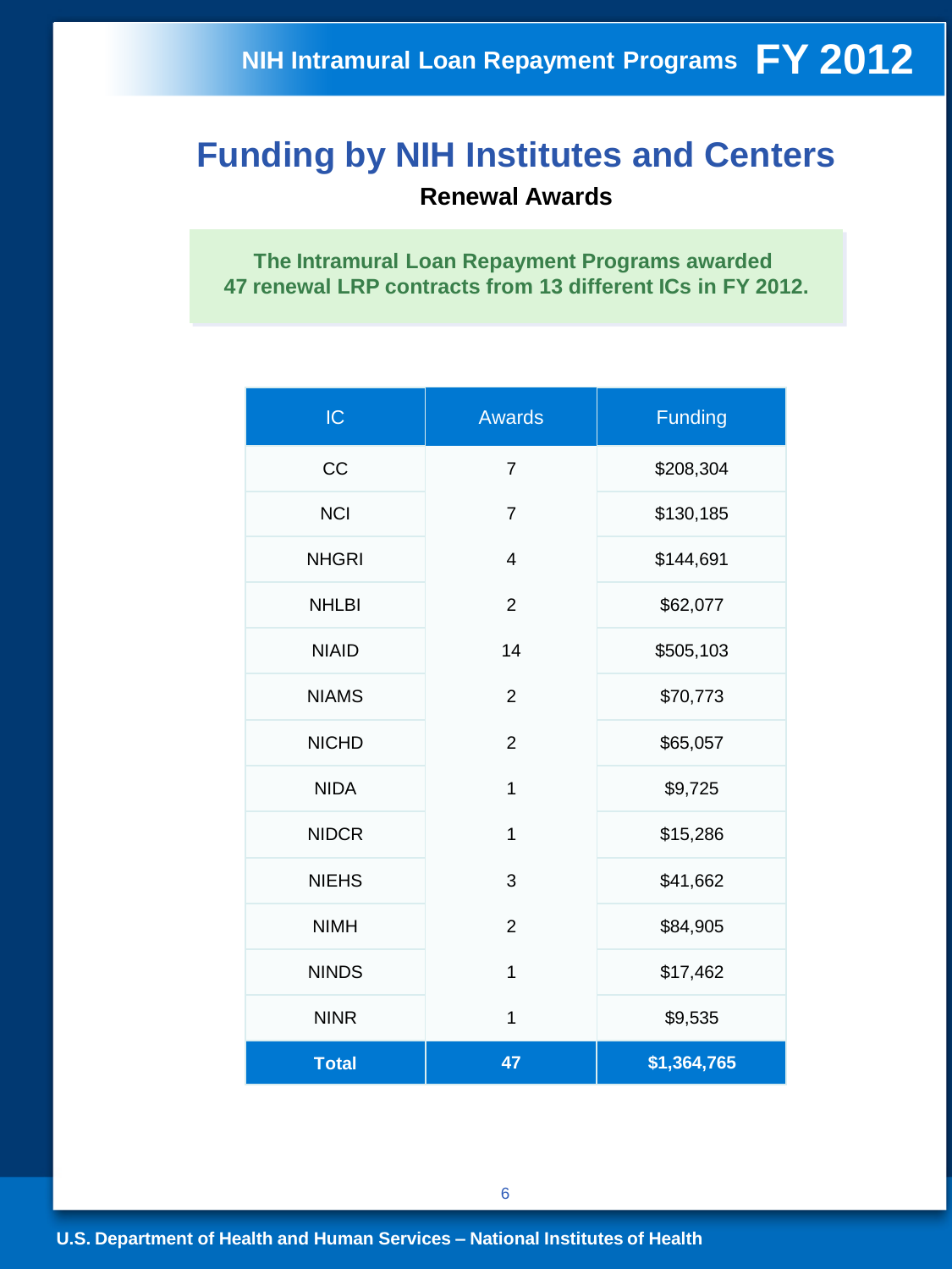# Funding by NIH Institutes and Centers

**Renewal Awards**

**The Intramural Loan Repayment Programs awarded 47 renewal LRP contracts from 13 different ICs in FY 2012.**

| IC | Awards | Funding |
|---|---|---|
| CC | 7 | $208,304 |
| NCI | 7 | $130,185 |
| NHGRI | 4 | $144,691 |
| NHLBI | 2 | $62,077 |
| NIAID | 14 | $505,103 |
| NIAMS | 2 | $70,773 |
| NICHD | 2 | $65,057 |
| NIDA | 1 | $9,725 |
| NIDCR | 1 | $15,286 |
| NIEHS | 3 | $41,662 |
| NIMH | 2 | $84,905 |
| NINDS | 1 | $17,462 |
| NINR | 1 | $9,535 |
| **Total** | **47** | **$1,364,765** |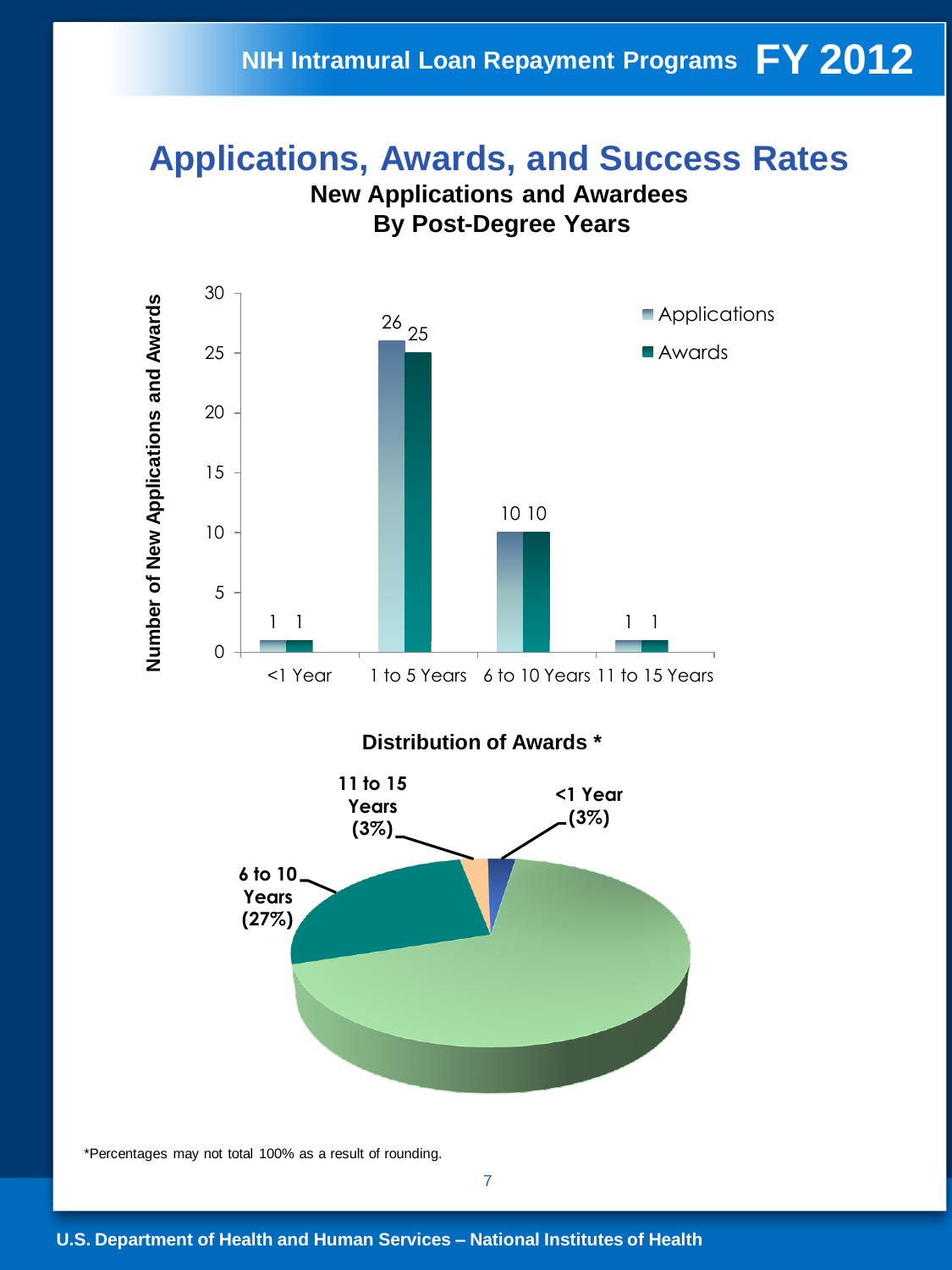# Applications, Awards, and Success Rates

## New Applications and Awardees By Post-Degree Years

| Post-Degree Years | Applications | Awards |
|---|---|---|
| <1 Year | 1 | 1 |
| 1 to 5 Years | 26 | 25 |
| 6 to 10 Years | 10 | 10 |
| 11 to 15 Years | 1 | 1 |

## Distribution of Awards *

| Post-Degree Years | Percentage |
|---|---|
| <1 Year | 3% |
| 6 to 10 Years | 27% |
| 11 to 15 Years | 3% |

*Percentages may not total 100% as a result of rounding.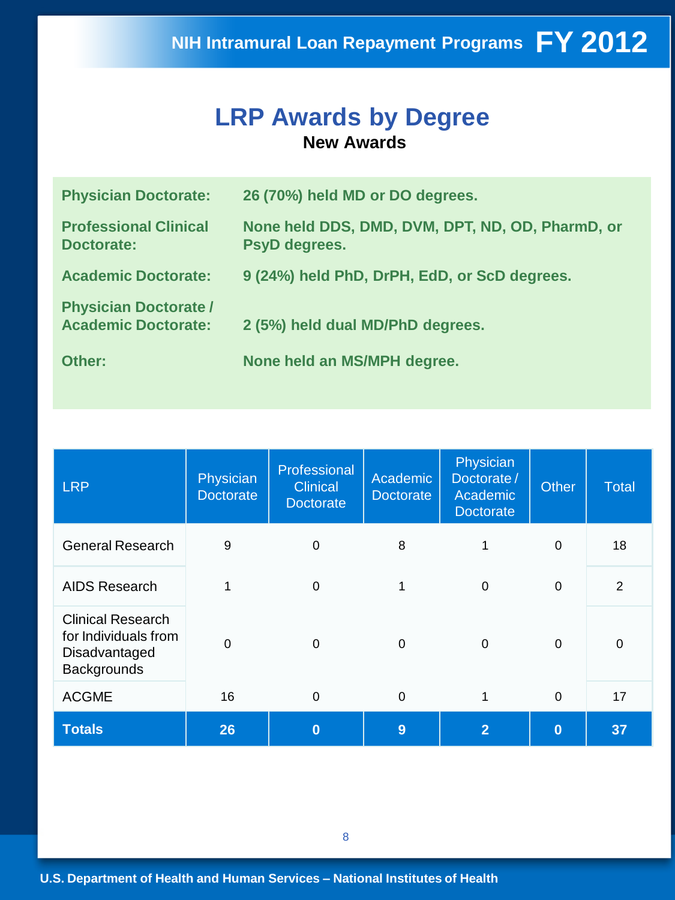# LRP Awards by Degree

**New Awards**

**Physician Doctorate:** 26 (70%) held MD or DO degrees.

**Professional Clinical Doctorate:** None held DDS, DMD, DVM, DPT, ND, OD, PharmD, or PsyD degrees.

**Academic Doctorate:** 9 (24%) held PhD, DrPH, EdD, or ScD degrees.

**Physician Doctorate / Academic Doctorate:** 2 (5%) held dual MD/PhD degrees.

**Other:** None held an MS/MPH degree.

| LRP | Physician Doctorate | Professional Clinical Doctorate | Academic Doctorate | Physician Doctorate / Academic Doctorate | Other | Total |
|---|---|---|---|---|---|---|
| General Research | 9 | 0 | 8 | 1 | 0 | 18 |
| AIDS Research | 1 | 0 | 1 | 0 | 0 | 2 |
| Clinical Research for Individuals from Disadvantaged Backgrounds | 0 | 0 | 0 | 0 | 0 | 0 |
| ACGME | 16 | 0 | 0 | 1 | 0 | 17 |
| **Totals** | **26** | **0** | **9** | **2** | **0** | **37** |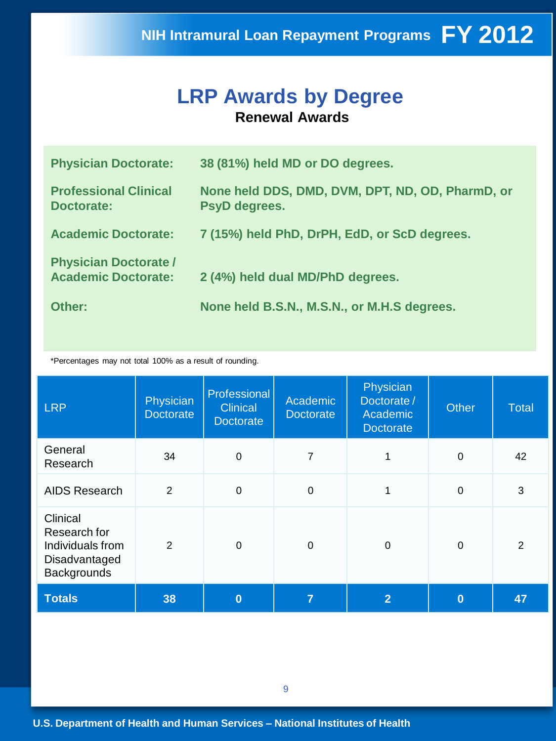# LRP Awards by Degree

**Renewal Awards**

**Physician Doctorate:** 38 (81%) held MD or DO degrees.

**Professional Clinical Doctorate:** None held DDS, DMD, DVM, DPT, ND, OD, PharmD, or PsyD degrees.

**Academic Doctorate:** 7 (15%) held PhD, DrPH, EdD, or ScD degrees.

**Physician Doctorate / Academic Doctorate:** 2 (4%) held dual MD/PhD degrees.

**Other:** None held B.S.N., M.S.N., or M.H.S degrees.

*Percentages may not total 100% as a result of rounding.

| LRP | Physician Doctorate | Professional Clinical Doctorate | Academic Doctorate | Physician Doctorate / Academic Doctorate | Other | Total |
|---|---|---|---|---|---|---|
| General Research | 34 | 0 | 7 | 1 | 0 | 42 |
| AIDS Research | 2 | 0 | 0 | 1 | 0 | 3 |
| Clinical Research for Individuals from Disadvantaged Backgrounds | 2 | 0 | 0 | 0 | 0 | 2 |
| **Totals** | **38** | **0** | **7** | **2** | **0** | **47** |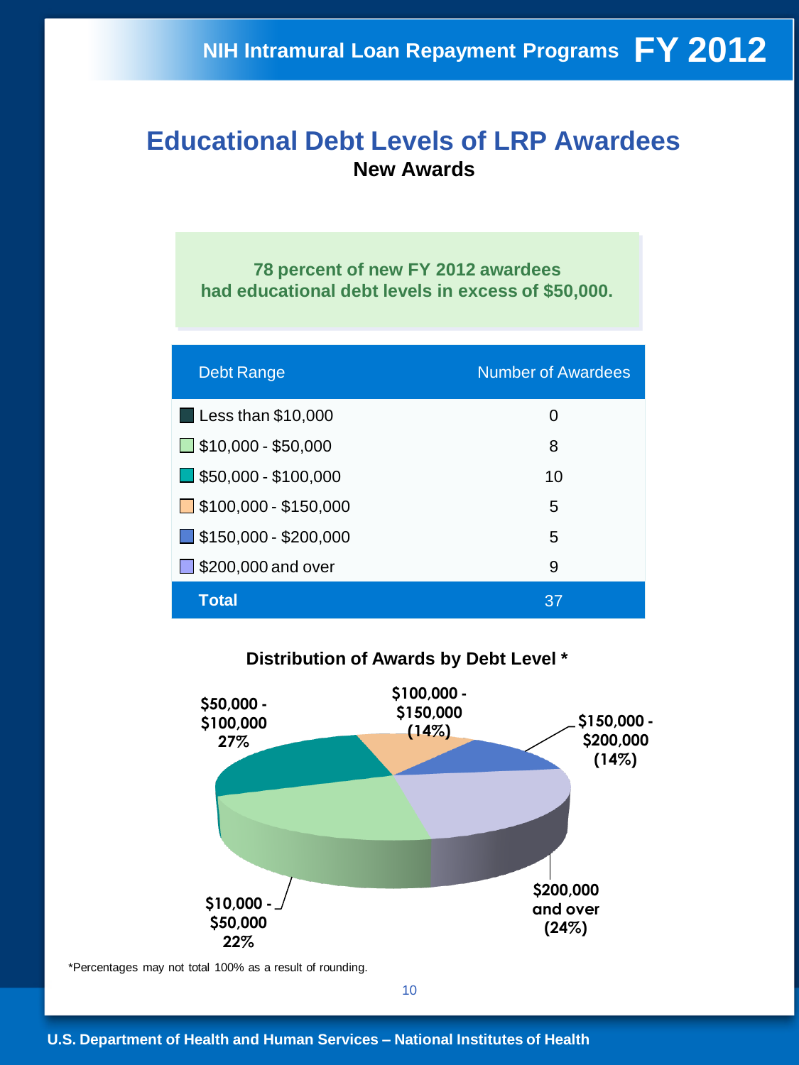# Educational Debt Levels of LRP Awardees

## New Awards

**78 percent of new FY 2012 awardees had educational debt levels in excess of $50,000.**

| Debt Range | Number of Awardees |
|---|---|
| Less than $10,000 | 0 |
| $10,000 - $50,000 | 8 |
| $50,000 - $100,000 | 10 |
| $100,000 - $150,000 | 5 |
| $150,000 - $200,000 | 5 |
| $200,000 and over | 9 |
| **Total** | 37 |

**Distribution of Awards by Debt Level ***

- $50,000 - $100,000: 27%
- $100,000 - $150,000: (14%)
- $150,000 - $200,000: (14%)
- $200,000 and over: (24%)
- $10,000 - $50,000: 22%

*Percentages may not total 100% as a result of rounding.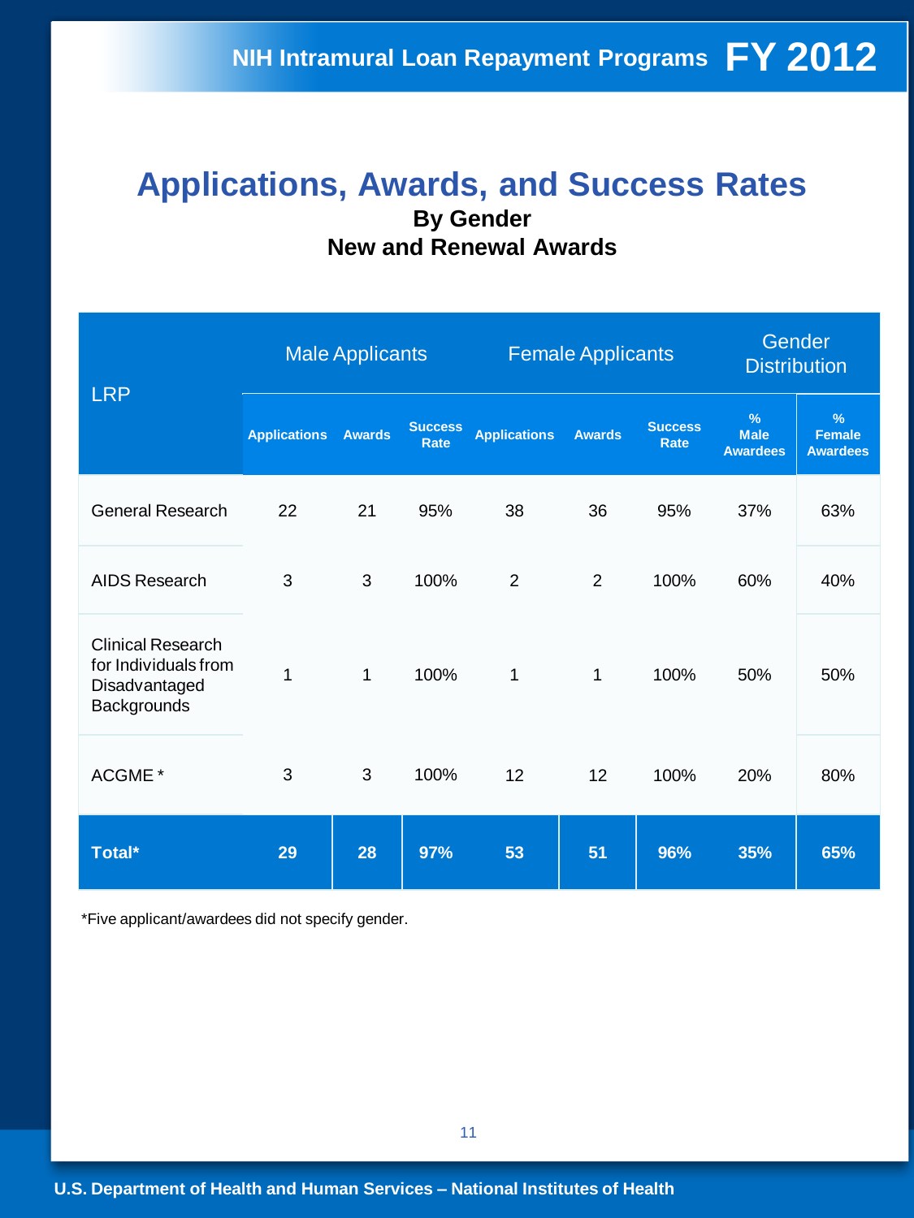# Applications, Awards, and Success Rates

**By Gender**

**New and Renewal Awards**

| LRP | Male Applicants | | | Female Applicants | | | Gender Distribution | |
|---|---|---|---|---|---|---|---|---|
| | Applications | Awards | Success Rate | Applications | Awards | Success Rate | % Male Awardees | % Female Awardees |
| General Research | 22 | 21 | 95% | 38 | 36 | 95% | 37% | 63% |
| AIDS Research | 3 | 3 | 100% | 2 | 2 | 100% | 60% | 40% |
| Clinical Research for Individuals from Disadvantaged Backgrounds | 1 | 1 | 100% | 1 | 1 | 100% | 50% | 50% |
| ACGME * | 3 | 3 | 100% | 12 | 12 | 100% | 20% | 80% |
| **Total*** | **29** | **28** | **97%** | **53** | **51** | **96%** | **35%** | **65%** |

*Five applicant/awardees did not specify gender.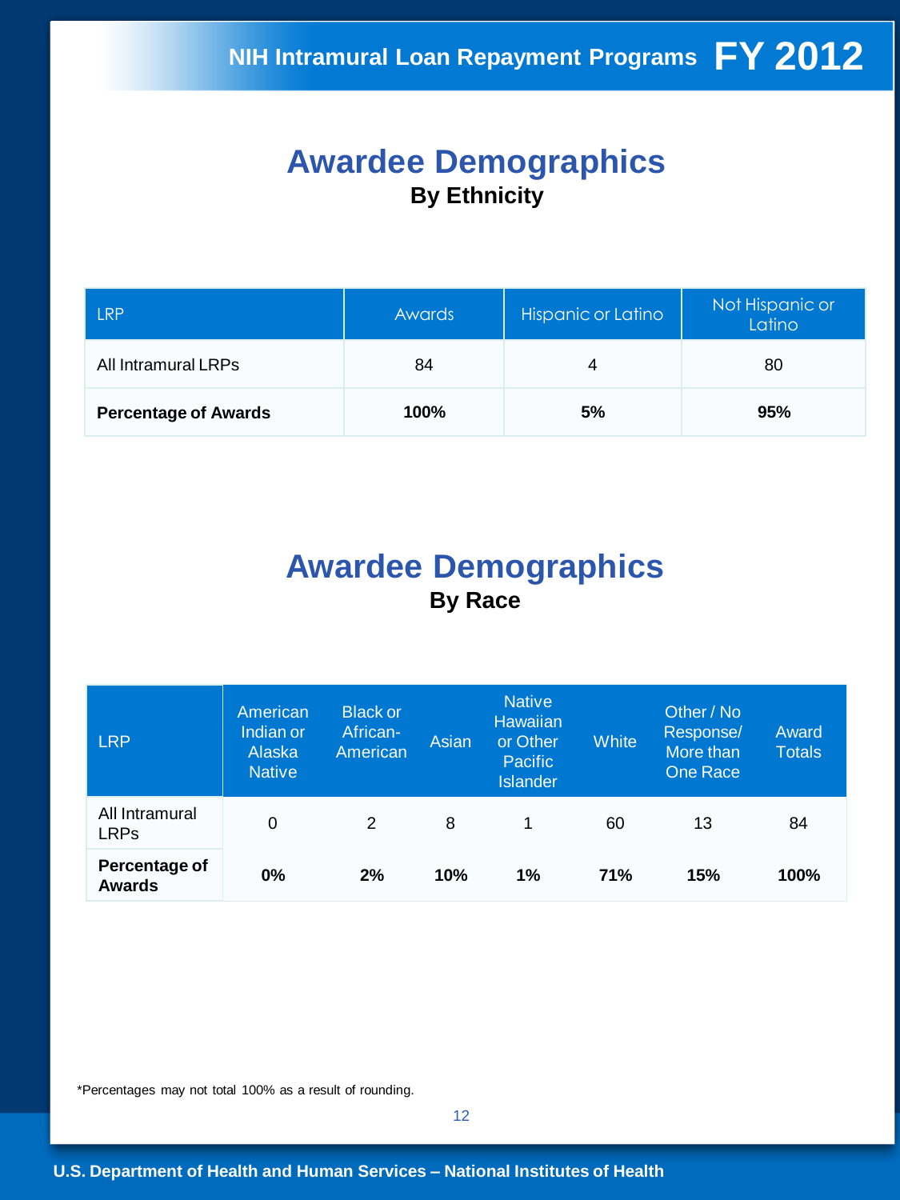# Awardee Demographics

**By Ethnicity**

| LRP | Awards | Hispanic or Latino | Not Hispanic or Latino |
|---|---|---|---|
| All Intramural LRPs | 84 | 4 | 80 |
| **Percentage of Awards** | **100%** | **5%** | **95%** |

# Awardee Demographics

**By Race**

| LRP | American Indian or Alaska Native | Black or African-American | Asian | Native Hawaiian or Other Pacific Islander | White | Other / No Response/ More than One Race | Award Totals |
|---|---|---|---|---|---|---|---|
| All Intramural LRPs | 0 | 2 | 8 | 1 | 60 | 13 | 84 |
| **Percentage of Awards** | **0%** | **2%** | **10%** | **1%** | **71%** | **15%** | **100%** |

*Percentages may not total 100% as a result of rounding.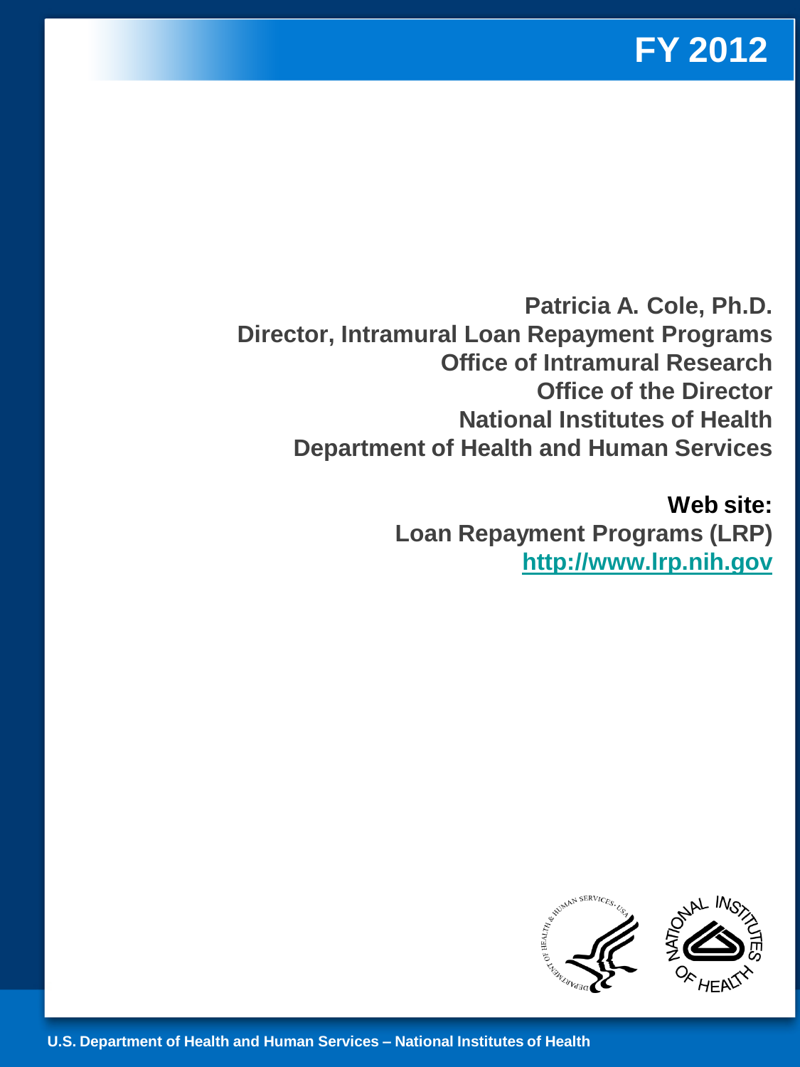FY 2012

**Patricia A. Cole, Ph.D.**
**Director, Intramural Loan Repayment Programs**
**Office of Intramural Research**
**Office of the Director**
**National Institutes of Health**
**Department of Health and Human Services**

**Web site:**
**Loan Repayment Programs (LRP)**
**http://www.lrp.nih.gov**

U.S. Department of Health and Human Services – National Institutes of Health